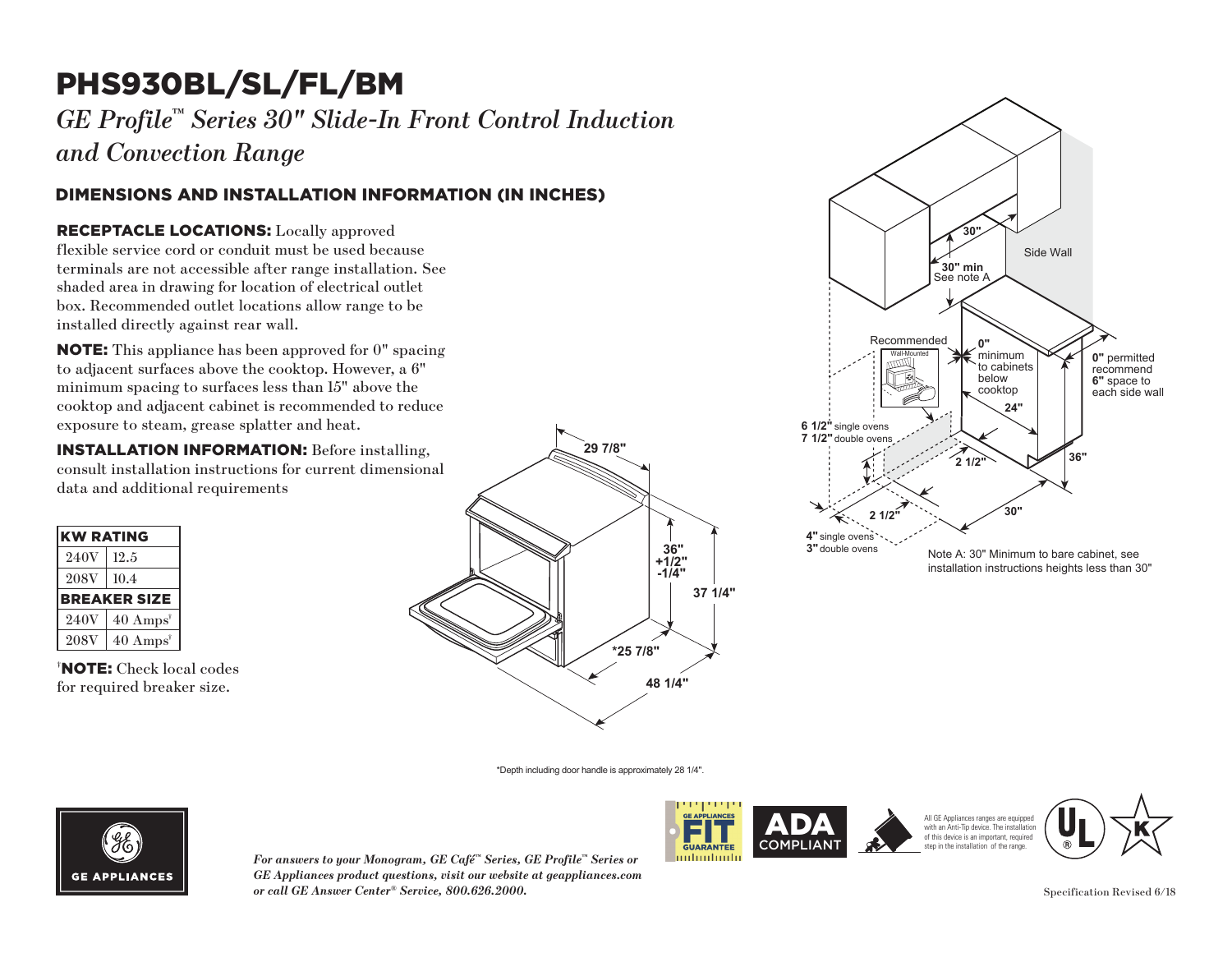# PHS930BL/SL/FL/BM

*GE Profile™ Series 30" Slide-In Front Control Induction and Convection Range*

## DIMENSIONS AND INSTALLATION INFORMATION (IN INCHES)

**RECEPTACLE LOCATIONS:** Locally approved flexible service cord or conduit must be used because terminals are not accessible after range installation. See shaded area in drawing for location of electrical outlet box. Recommended outlet locations allow range to be installed directly against rear wall.

**NOTE:** This appliance has been approved for 0" spacing to adjacent surfaces above the cooktop. However, a 6" minimum spacing to surfaces less than 15" above the cooktop and adjacent cabinet is recommended to reduce exposure to steam, grease splatter and heat.

**INSTALLATION INFORMATION:** Before installing, consult installation instructions for current dimensional data and additional requirements

| KW RATING | |
|---|---|
| 240V | 12.5 |
| 208V | 10.4 |
| **BREAKER SIZE** | |
| 240V | 40 Amps[†] |
| 208V | 40 Amps[†] |

[†]**NOTE:** Check local codes for required breaker size.

29 7/8"

36" +1/2" -1/4"

37 1/4"

*25 7/8"

48 1/4"

30"

30" min
See note A

Side Wall

Recommended
Wall-Mounted

0" minimum to cabinets below cooktop

0" permitted recommend 6" space to each side wall

24"

6 1/2" single ovens
7 1/2" double ovens

2 1/2"

36"

2 1/2"

30"

4" single ovens
3" double ovens

Note A: 30" Minimum to bare cabinet, see installation instructions heights less than 30"

*Depth including door handle is approximately 28 1/4".

GE APPLIANCES

*For answers to your Monogram, GE Café™ Series, GE Profile™ Series or GE Appliances product questions, visit our website at geappliances.com or call GE Answer Center® Service, 800.626.2000.*

GE APPLIANCES FIT GUARANTEE

ADA COMPLIANT

All GE Appliances ranges are equipped with an Anti-Tip device. The installation of this device is an important, required step in the installation of the range.

Specification Revised 6/18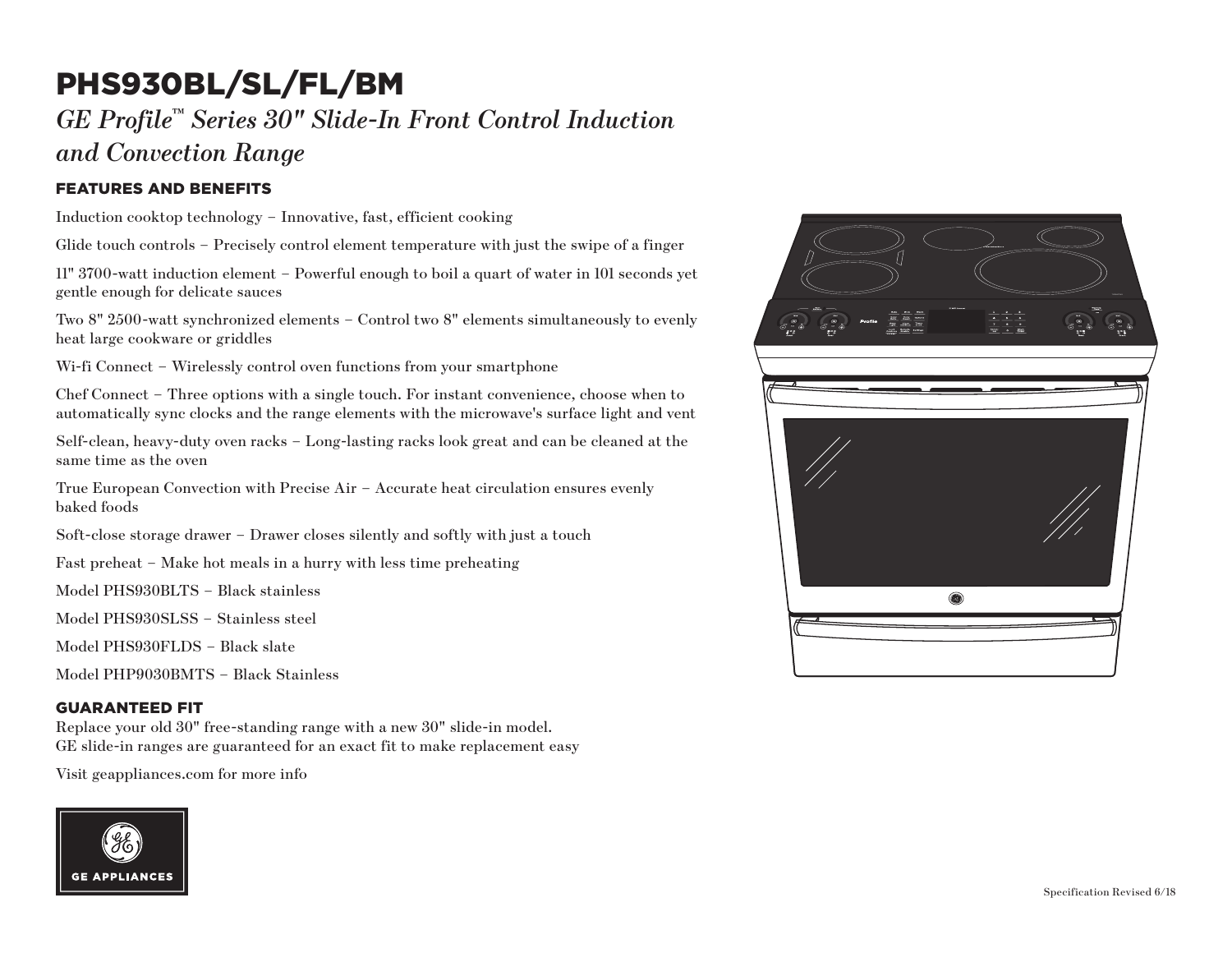# PHS930BL/SL/FL/BM

*GE Profile™ Series 30" Slide-In Front Control Induction and Convection Range*

## FEATURES AND BENEFITS

Induction cooktop technology – Innovative, fast, efficient cooking

Glide touch controls – Precisely control element temperature with just the swipe of a finger

11" 3700-watt induction element – Powerful enough to boil a quart of water in 101 seconds yet gentle enough for delicate sauces

Two 8" 2500-watt synchronized elements – Control two 8" elements simultaneously to evenly heat large cookware or griddles

Wi-fi Connect – Wirelessly control oven functions from your smartphone

Chef Connect – Three options with a single touch. For instant convenience, choose when to automatically sync clocks and the range elements with the microwave's surface light and vent

Self-clean, heavy-duty oven racks – Long-lasting racks look great and can be cleaned at the same time as the oven

True European Convection with Precise Air – Accurate heat circulation ensures evenly baked foods

Soft-close storage drawer – Drawer closes silently and softly with just a touch

Fast preheat – Make hot meals in a hurry with less time preheating

Model PHS930BLTS – Black stainless

Model PHS930SLSS – Stainless steel

Model PHS930FLDS – Black slate

Model PHP9030BMTS – Black Stainless

## GUARANTEED FIT

Replace your old 30" free-standing range with a new 30" slide-in model.
GE slide-in ranges are guaranteed for an exact fit to make replacement easy

Visit geappliances.com for more info

GE APPLIANCES

Specification Revised 6/18